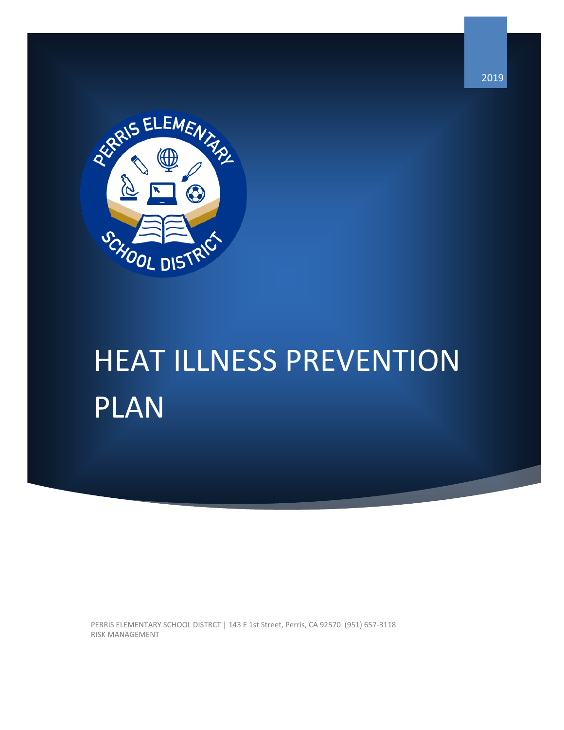2019

# HEAT ILLNESS PREVENTION PLAN

PERRIS ELEMENTARY SCHOOL DISTRCT | 143 E 1st Street, Perris, CA 92570 (951) 657-3118
RISK MANAGEMENT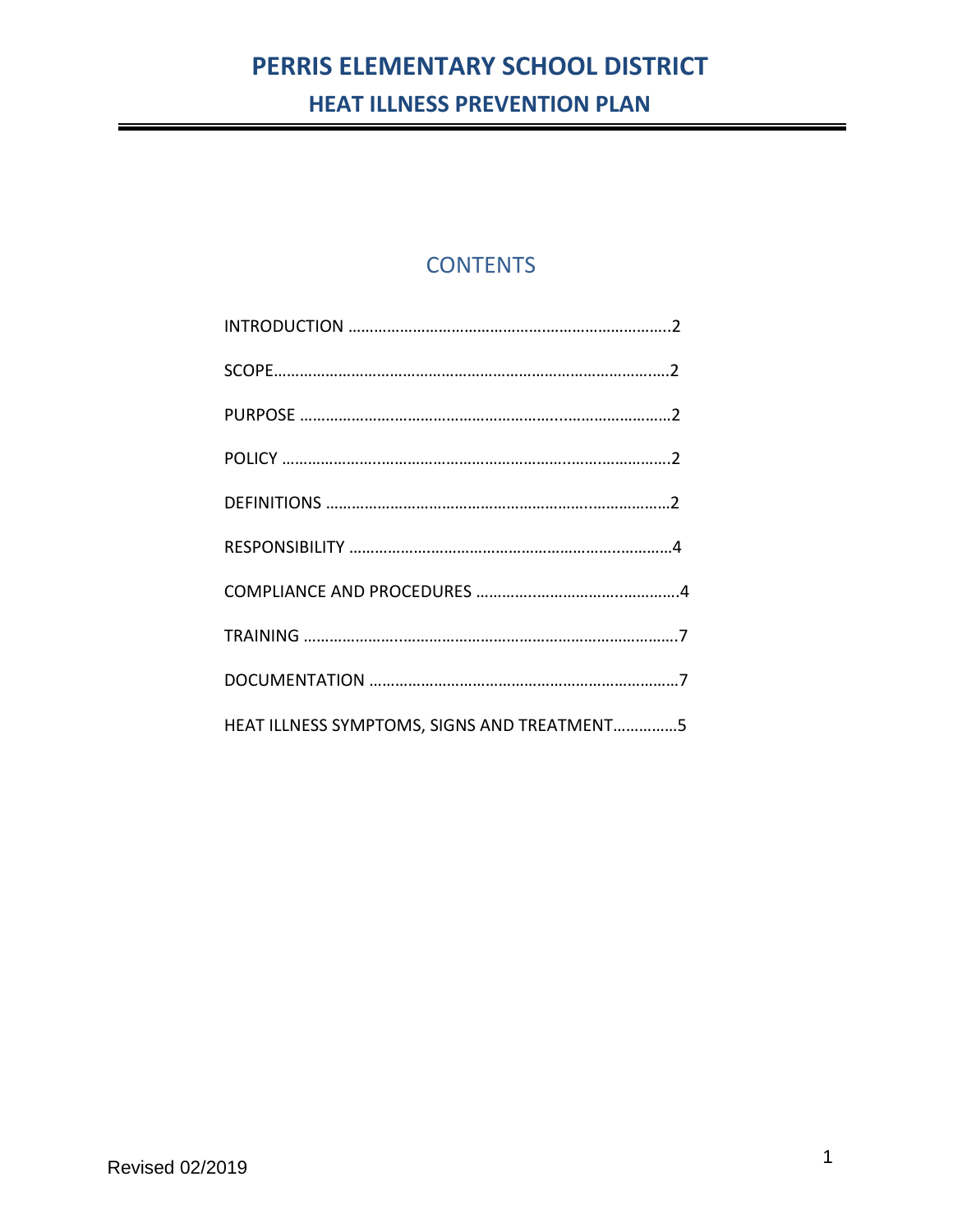# PERRIS ELEMENTARY SCHOOL DISTRICT

## HEAT ILLNESS PREVENTION PLAN

### CONTENTS

INTRODUCTION ……………………………………………………………….2

SCOPE………………………………………………………………………….2

PURPOSE ……………………………………………………………………2

POLICY ………………………………………………………………………2

DEFINITIONS ………………………………………………………………2

RESPONSIBILITY …………………………………………………………4

COMPLIANCE AND PROCEDURES ………………………………………4

TRAINING ……………………………………………………………………7

DOCUMENTATION ………………………………………………………7

HEAT ILLNESS SYMPTOMS, SIGNS AND TREATMENT……………5

Revised 02/2019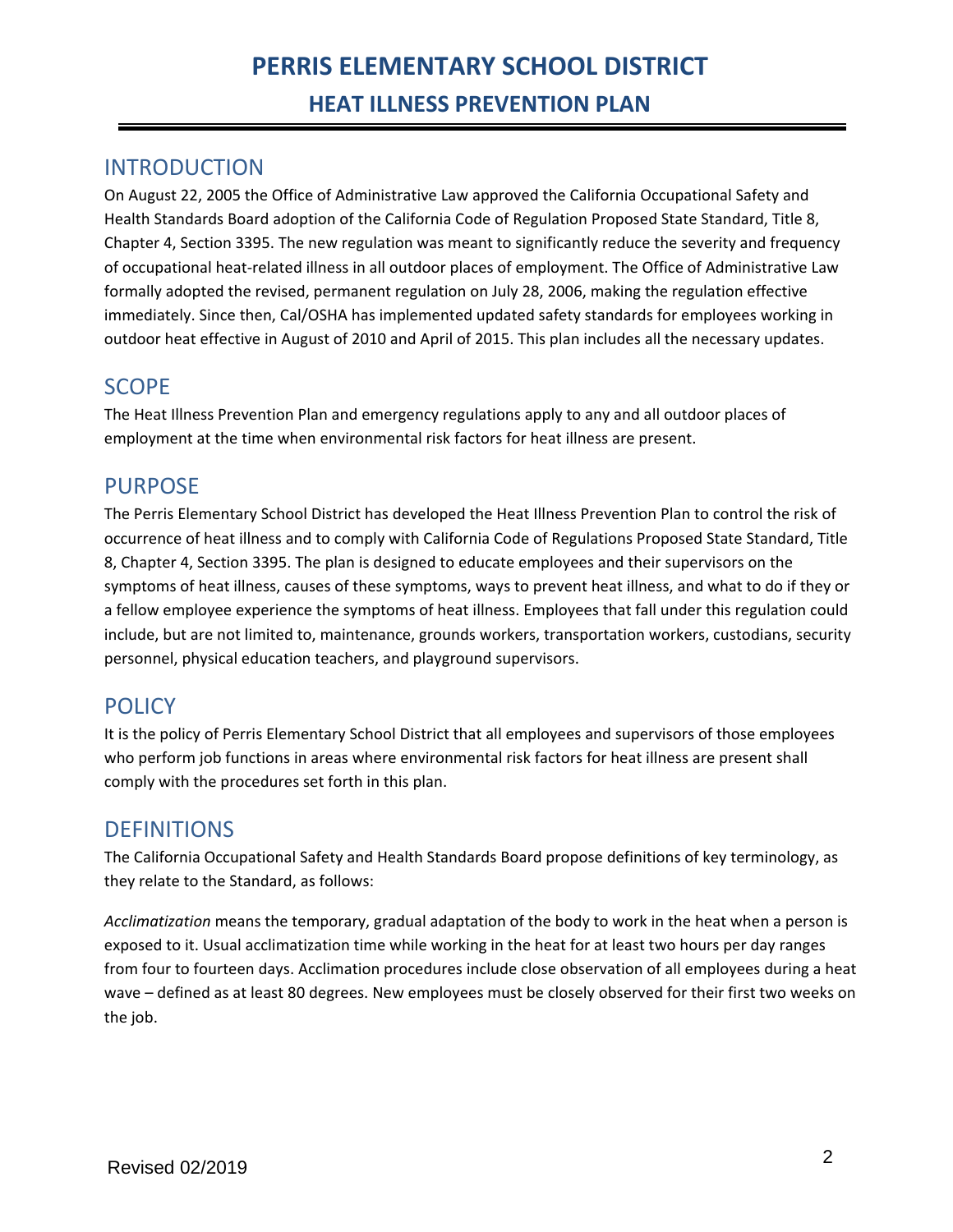# PERRIS ELEMENTARY SCHOOL DISTRICT

## HEAT ILLNESS PREVENTION PLAN

## INTRODUCTION

On August 22, 2005 the Office of Administrative Law approved the California Occupational Safety and Health Standards Board adoption of the California Code of Regulation Proposed State Standard, Title 8, Chapter 4, Section 3395. The new regulation was meant to significantly reduce the severity and frequency of occupational heat-related illness in all outdoor places of employment. The Office of Administrative Law formally adopted the revised, permanent regulation on July 28, 2006, making the regulation effective immediately. Since then, Cal/OSHA has implemented updated safety standards for employees working in outdoor heat effective in August of 2010 and April of 2015. This plan includes all the necessary updates.

## SCOPE

The Heat Illness Prevention Plan and emergency regulations apply to any and all outdoor places of employment at the time when environmental risk factors for heat illness are present.

## PURPOSE

The Perris Elementary School District has developed the Heat Illness Prevention Plan to control the risk of occurrence of heat illness and to comply with California Code of Regulations Proposed State Standard, Title 8, Chapter 4, Section 3395. The plan is designed to educate employees and their supervisors on the symptoms of heat illness, causes of these symptoms, ways to prevent heat illness, and what to do if they or a fellow employee experience the symptoms of heat illness. Employees that fall under this regulation could include, but are not limited to, maintenance, grounds workers, transportation workers, custodians, security personnel, physical education teachers, and playground supervisors.

## POLICY

It is the policy of Perris Elementary School District that all employees and supervisors of those employees who perform job functions in areas where environmental risk factors for heat illness are present shall comply with the procedures set forth in this plan.

## DEFINITIONS

The California Occupational Safety and Health Standards Board propose definitions of key terminology, as they relate to the Standard, as follows:

*Acclimatization* means the temporary, gradual adaptation of the body to work in the heat when a person is exposed to it. Usual acclimatization time while working in the heat for at least two hours per day ranges from four to fourteen days. Acclimation procedures include close observation of all employees during a heat wave – defined as at least 80 degrees. New employees must be closely observed for their first two weeks on the job.

Revised 02/2019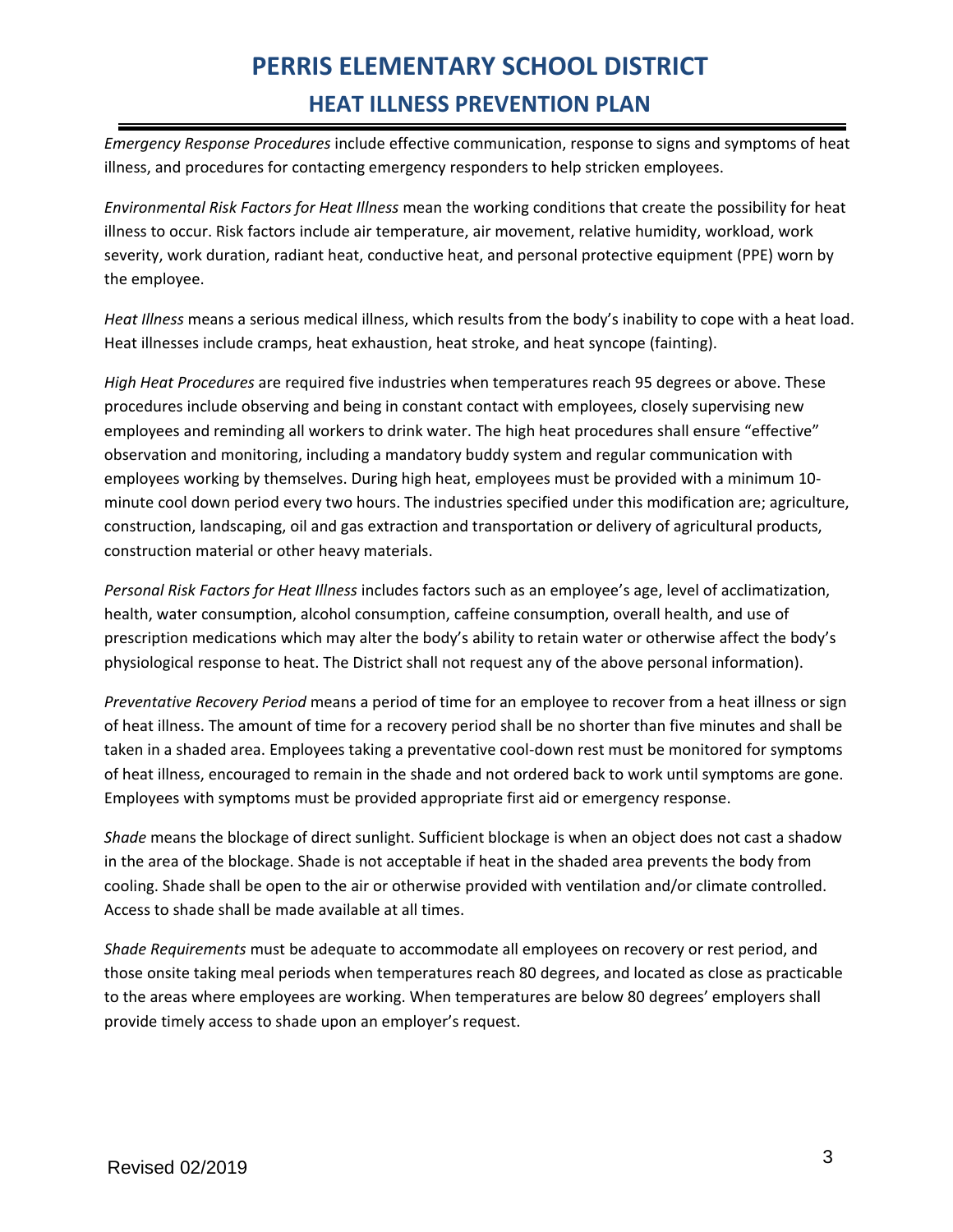*Emergency Response Procedures* include effective communication, response to signs and symptoms of heat illness, and procedures for contacting emergency responders to help stricken employees.

*Environmental Risk Factors for Heat Illness* mean the working conditions that create the possibility for heat illness to occur. Risk factors include air temperature, air movement, relative humidity, workload, work severity, work duration, radiant heat, conductive heat, and personal protective equipment (PPE) worn by the employee.

*Heat Illness* means a serious medical illness, which results from the body's inability to cope with a heat load. Heat illnesses include cramps, heat exhaustion, heat stroke, and heat syncope (fainting).

*High Heat Procedures* are required five industries when temperatures reach 95 degrees or above. These procedures include observing and being in constant contact with employees, closely supervising new employees and reminding all workers to drink water. The high heat procedures shall ensure "effective" observation and monitoring, including a mandatory buddy system and regular communication with employees working by themselves. During high heat, employees must be provided with a minimum 10-minute cool down period every two hours. The industries specified under this modification are; agriculture, construction, landscaping, oil and gas extraction and transportation or delivery of agricultural products, construction material or other heavy materials.

*Personal Risk Factors for Heat Illness* includes factors such as an employee's age, level of acclimatization, health, water consumption, alcohol consumption, caffeine consumption, overall health, and use of prescription medications which may alter the body's ability to retain water or otherwise affect the body's physiological response to heat. The District shall not request any of the above personal information).

*Preventative Recovery Period* means a period of time for an employee to recover from a heat illness or sign of heat illness. The amount of time for a recovery period shall be no shorter than five minutes and shall be taken in a shaded area. Employees taking a preventative cool-down rest must be monitored for symptoms of heat illness, encouraged to remain in the shade and not ordered back to work until symptoms are gone. Employees with symptoms must be provided appropriate first aid or emergency response.

*Shade* means the blockage of direct sunlight. Sufficient blockage is when an object does not cast a shadow in the area of the blockage. Shade is not acceptable if heat in the shaded area prevents the body from cooling. Shade shall be open to the air or otherwise provided with ventilation and/or climate controlled. Access to shade shall be made available at all times.

*Shade Requirements* must be adequate to accommodate all employees on recovery or rest period, and those onsite taking meal periods when temperatures reach 80 degrees, and located as close as practicable to the areas where employees are working. When temperatures are below 80 degrees' employers shall provide timely access to shade upon an employer's request.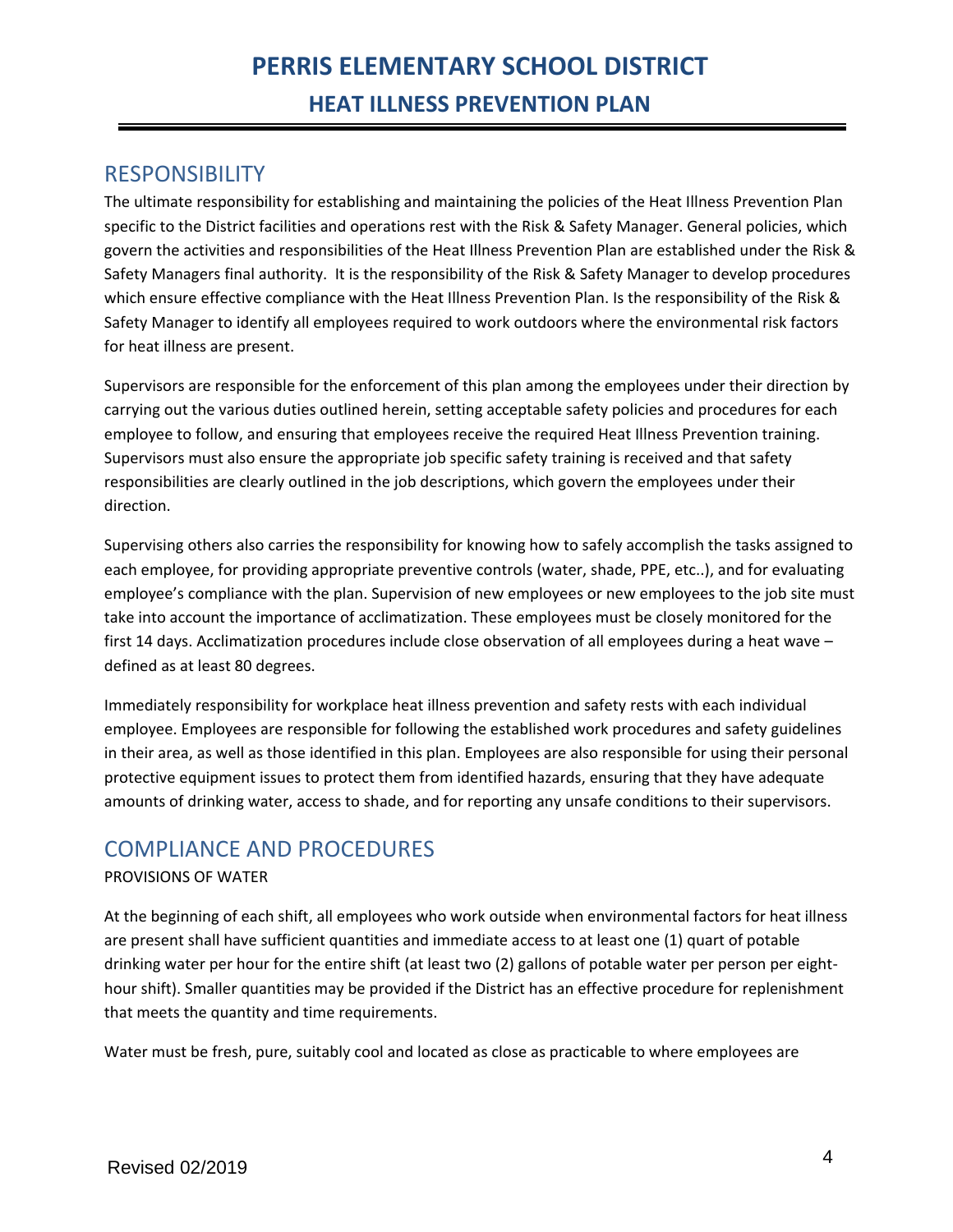# PERRIS ELEMENTARY SCHOOL DISTRICT

## HEAT ILLNESS PREVENTION PLAN

## RESPONSIBILITY

The ultimate responsibility for establishing and maintaining the policies of the Heat Illness Prevention Plan specific to the District facilities and operations rest with the Risk & Safety Manager. General policies, which govern the activities and responsibilities of the Heat Illness Prevention Plan are established under the Risk & Safety Managers final authority. It is the responsibility of the Risk & Safety Manager to develop procedures which ensure effective compliance with the Heat Illness Prevention Plan. Is the responsibility of the Risk & Safety Manager to identify all employees required to work outdoors where the environmental risk factors for heat illness are present.

Supervisors are responsible for the enforcement of this plan among the employees under their direction by carrying out the various duties outlined herein, setting acceptable safety policies and procedures for each employee to follow, and ensuring that employees receive the required Heat Illness Prevention training. Supervisors must also ensure the appropriate job specific safety training is received and that safety responsibilities are clearly outlined in the job descriptions, which govern the employees under their direction.

Supervising others also carries the responsibility for knowing how to safely accomplish the tasks assigned to each employee, for providing appropriate preventive controls (water, shade, PPE, etc..), and for evaluating employee's compliance with the plan. Supervision of new employees or new employees to the job site must take into account the importance of acclimatization. These employees must be closely monitored for the first 14 days. Acclimatization procedures include close observation of all employees during a heat wave – defined as at least 80 degrees.

Immediately responsibility for workplace heat illness prevention and safety rests with each individual employee. Employees are responsible for following the established work procedures and safety guidelines in their area, as well as those identified in this plan. Employees are also responsible for using their personal protective equipment issues to protect them from identified hazards, ensuring that they have adequate amounts of drinking water, access to shade, and for reporting any unsafe conditions to their supervisors.

## COMPLIANCE AND PROCEDURES

PROVISIONS OF WATER

At the beginning of each shift, all employees who work outside when environmental factors for heat illness are present shall have sufficient quantities and immediate access to at least one (1) quart of potable drinking water per hour for the entire shift (at least two (2) gallons of potable water per person per eight-hour shift). Smaller quantities may be provided if the District has an effective procedure for replenishment that meets the quantity and time requirements.

Water must be fresh, pure, suitably cool and located as close as practicable to where employees are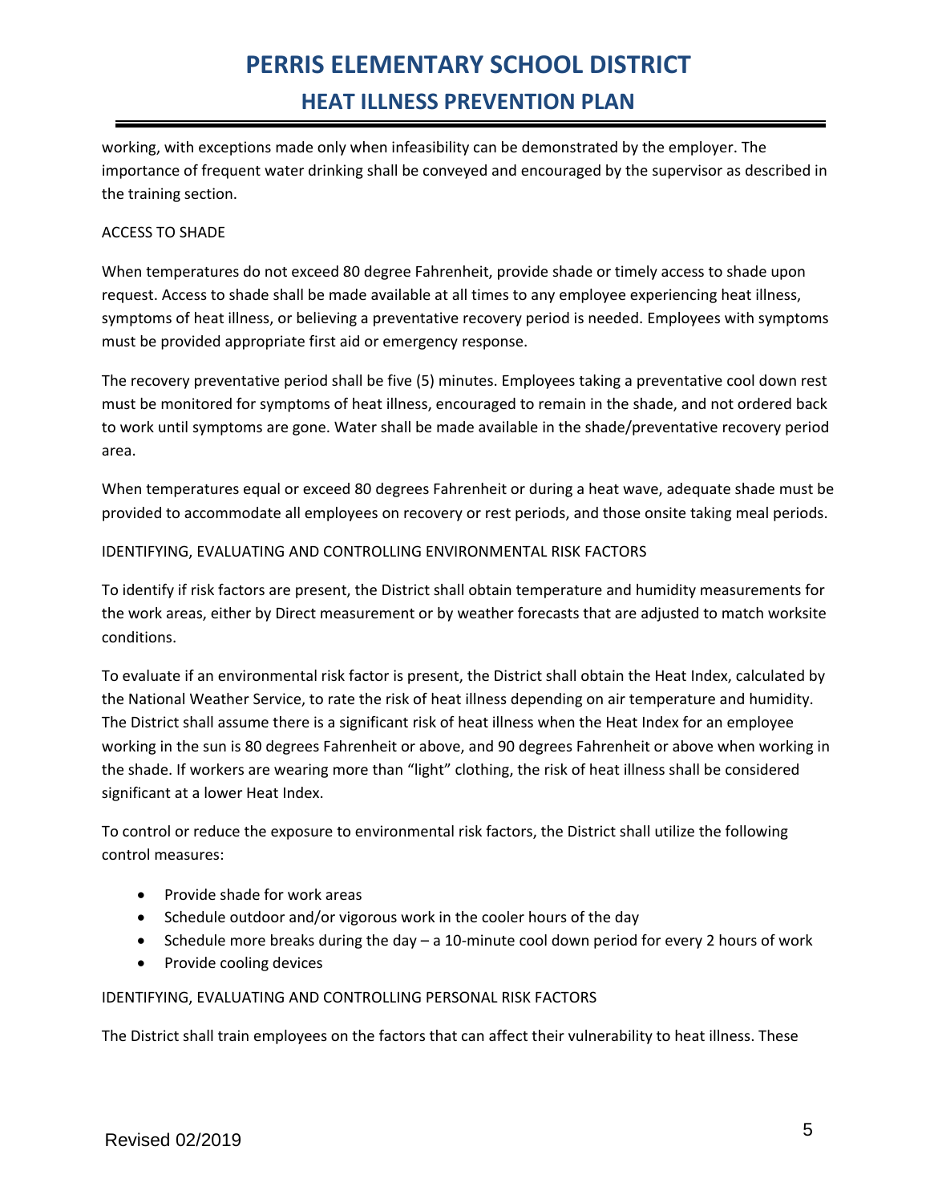working, with exceptions made only when infeasibility can be demonstrated by the employer. The importance of frequent water drinking shall be conveyed and encouraged by the supervisor as described in the training section.

ACCESS TO SHADE

When temperatures do not exceed 80 degree Fahrenheit, provide shade or timely access to shade upon request. Access to shade shall be made available at all times to any employee experiencing heat illness, symptoms of heat illness, or believing a preventative recovery period is needed. Employees with symptoms must be provided appropriate first aid or emergency response.

The recovery preventative period shall be five (5) minutes. Employees taking a preventative cool down rest must be monitored for symptoms of heat illness, encouraged to remain in the shade, and not ordered back to work until symptoms are gone. Water shall be made available in the shade/preventative recovery period area.

When temperatures equal or exceed 80 degrees Fahrenheit or during a heat wave, adequate shade must be provided to accommodate all employees on recovery or rest periods, and those onsite taking meal periods.

IDENTIFYING, EVALUATING AND CONTROLLING ENVIRONMENTAL RISK FACTORS

To identify if risk factors are present, the District shall obtain temperature and humidity measurements for the work areas, either by Direct measurement or by weather forecasts that are adjusted to match worksite conditions.

To evaluate if an environmental risk factor is present, the District shall obtain the Heat Index, calculated by the National Weather Service, to rate the risk of heat illness depending on air temperature and humidity. The District shall assume there is a significant risk of heat illness when the Heat Index for an employee working in the sun is 80 degrees Fahrenheit or above, and 90 degrees Fahrenheit or above when working in the shade. If workers are wearing more than "light" clothing, the risk of heat illness shall be considered significant at a lower Heat Index.

To control or reduce the exposure to environmental risk factors, the District shall utilize the following control measures:

- Provide shade for work areas
- Schedule outdoor and/or vigorous work in the cooler hours of the day
- Schedule more breaks during the day – a 10-minute cool down period for every 2 hours of work
- Provide cooling devices

IDENTIFYING, EVALUATING AND CONTROLLING PERSONAL RISK FACTORS

The District shall train employees on the factors that can affect their vulnerability to heat illness. These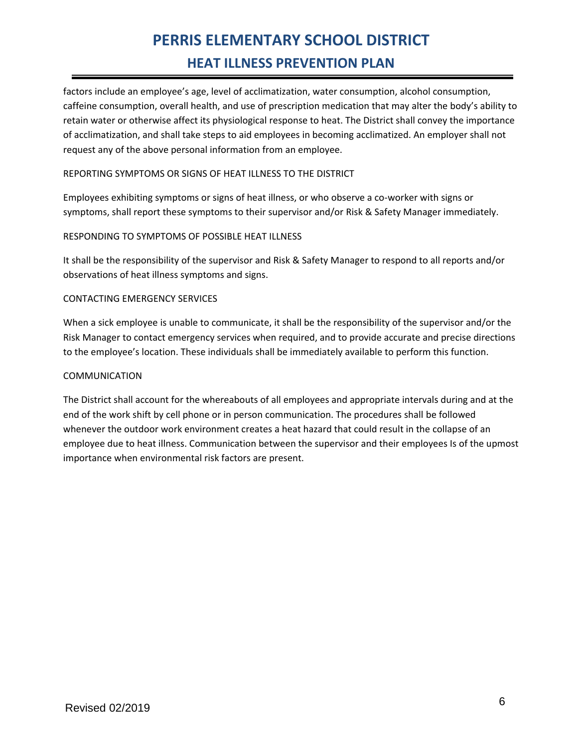factors include an employee's age, level of acclimatization, water consumption, alcohol consumption, caffeine consumption, overall health, and use of prescription medication that may alter the body's ability to retain water or otherwise affect its physiological response to heat. The District shall convey the importance of acclimatization, and shall take steps to aid employees in becoming acclimatized. An employer shall not request any of the above personal information from an employee.

REPORTING SYMPTOMS OR SIGNS OF HEAT ILLNESS TO THE DISTRICT

Employees exhibiting symptoms or signs of heat illness, or who observe a co-worker with signs or symptoms, shall report these symptoms to their supervisor and/or Risk & Safety Manager immediately.

RESPONDING TO SYMPTOMS OF POSSIBLE HEAT ILLNESS

It shall be the responsibility of the supervisor and Risk & Safety Manager to respond to all reports and/or observations of heat illness symptoms and signs.

CONTACTING EMERGENCY SERVICES

When a sick employee is unable to communicate, it shall be the responsibility of the supervisor and/or the Risk Manager to contact emergency services when required, and to provide accurate and precise directions to the employee's location. These individuals shall be immediately available to perform this function.

COMMUNICATION

The District shall account for the whereabouts of all employees and appropriate intervals during and at the end of the work shift by cell phone or in person communication. The procedures shall be followed whenever the outdoor work environment creates a heat hazard that could result in the collapse of an employee due to heat illness. Communication between the supervisor and their employees Is of the upmost importance when environmental risk factors are present.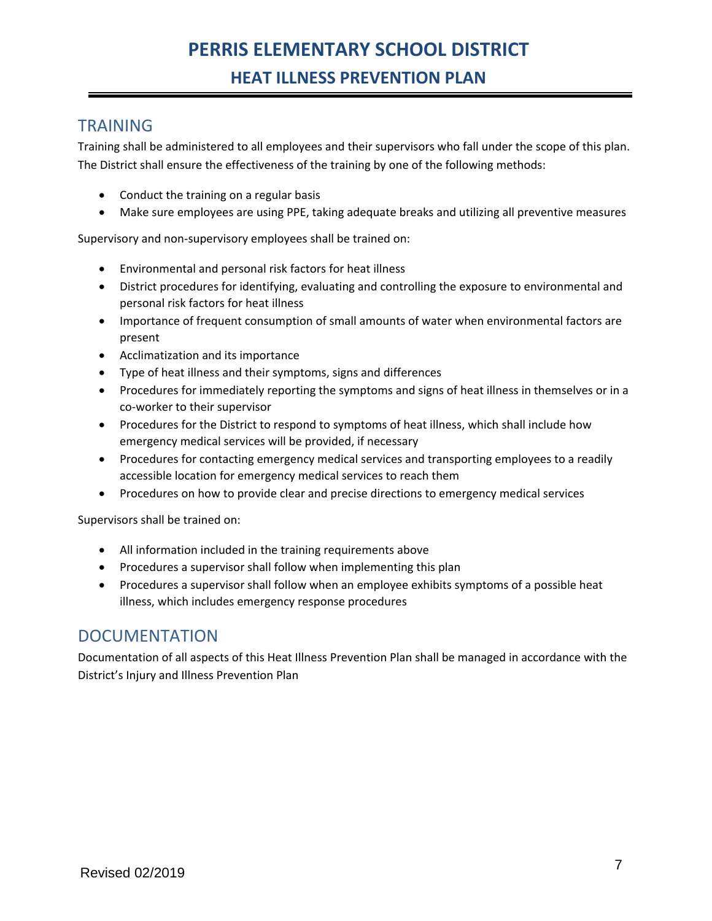## TRAINING

Training shall be administered to all employees and their supervisors who fall under the scope of this plan. The District shall ensure the effectiveness of the training by one of the following methods:

- Conduct the training on a regular basis
- Make sure employees are using PPE, taking adequate breaks and utilizing all preventive measures

Supervisory and non-supervisory employees shall be trained on:

- Environmental and personal risk factors for heat illness
- District procedures for identifying, evaluating and controlling the exposure to environmental and personal risk factors for heat illness
- Importance of frequent consumption of small amounts of water when environmental factors are present
- Acclimatization and its importance
- Type of heat illness and their symptoms, signs and differences
- Procedures for immediately reporting the symptoms and signs of heat illness in themselves or in a co-worker to their supervisor
- Procedures for the District to respond to symptoms of heat illness, which shall include how emergency medical services will be provided, if necessary
- Procedures for contacting emergency medical services and transporting employees to a readily accessible location for emergency medical services to reach them
- Procedures on how to provide clear and precise directions to emergency medical services

Supervisors shall be trained on:

- All information included in the training requirements above
- Procedures a supervisor shall follow when implementing this plan
- Procedures a supervisor shall follow when an employee exhibits symptoms of a possible heat illness, which includes emergency response procedures

## DOCUMENTATION

Documentation of all aspects of this Heat Illness Prevention Plan shall be managed in accordance with the District's Injury and Illness Prevention Plan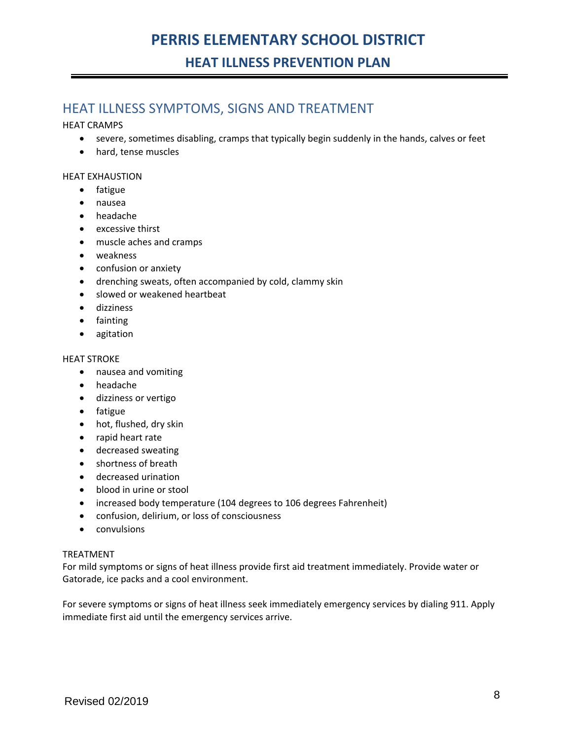## HEAT ILLNESS SYMPTOMS, SIGNS AND TREATMENT

HEAT CRAMPS

- severe, sometimes disabling, cramps that typically begin suddenly in the hands, calves or feet
- hard, tense muscles

HEAT EXHAUSTION

- fatigue
- nausea
- headache
- excessive thirst
- muscle aches and cramps
- weakness
- confusion or anxiety
- drenching sweats, often accompanied by cold, clammy skin
- slowed or weakened heartbeat
- dizziness
- fainting
- agitation

HEAT STROKE

- nausea and vomiting
- headache
- dizziness or vertigo
- fatigue
- hot, flushed, dry skin
- rapid heart rate
- decreased sweating
- shortness of breath
- decreased urination
- blood in urine or stool
- increased body temperature (104 degrees to 106 degrees Fahrenheit)
- confusion, delirium, or loss of consciousness
- convulsions

TREATMENT

For mild symptoms or signs of heat illness provide first aid treatment immediately. Provide water or Gatorade, ice packs and a cool environment.

For severe symptoms or signs of heat illness seek immediately emergency services by dialing 911. Apply immediate first aid until the emergency services arrive.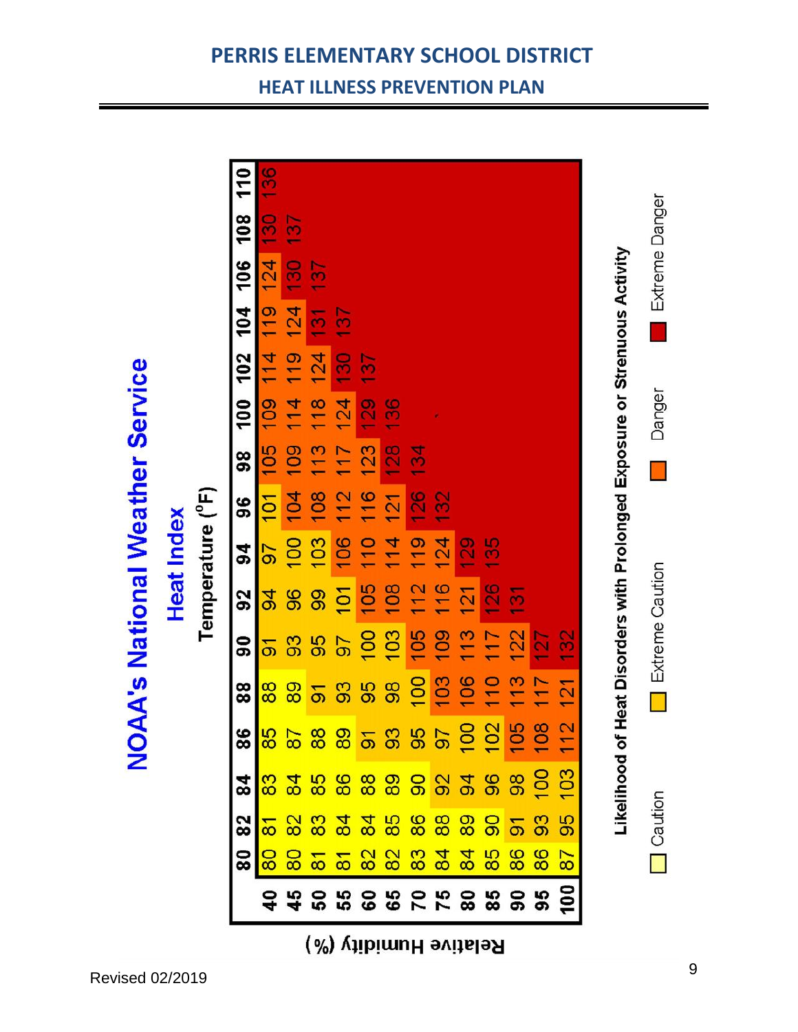## NOAA's National Weather Service

### Heat Index

Temperature (°F)

| Relative Humidity (%) | 80 | 82 | 84 | 86 | 88 | 90 | 92 | 94 | 96 | 98 | 100 | 102 | 104 | 106 | 108 | 110 |
|---|---|---|---|---|---|---|---|---|---|---|---|---|---|---|---|---|
| 40 | 80 | 81 | 83 | 85 | 88 | 91 | 94 | 97 | 101 | 105 | 109 | 114 | 119 | 124 | 130 | 136 |
| 45 | 80 | 82 | 84 | 87 | 89 | 93 | 96 | 100 | 104 | 109 | 114 | 119 | 124 | 130 | 137 | |
| 50 | 81 | 83 | 85 | 88 | 91 | 95 | 99 | 103 | 108 | 113 | 118 | 124 | 131 | 137 | | |
| 55 | 81 | 84 | 86 | 89 | 93 | 97 | 101 | 106 | 112 | 117 | 124 | 130 | 137 | | | |
| 60 | 82 | 84 | 88 | 91 | 95 | 100 | 105 | 110 | 116 | 123 | 129 | 137 | | | | |
| 65 | 82 | 85 | 89 | 93 | 98 | 103 | 108 | 114 | 121 | 128 | 136 | | | | | |
| 70 | 83 | 86 | 90 | 95 | 100 | 105 | 112 | 119 | 126 | 134 | | | | | | |
| 75 | 84 | 88 | 92 | 97 | 103 | 109 | 116 | 124 | 132 | | | | | | | |
| 80 | 84 | 89 | 94 | 100 | 106 | 113 | 121 | 129 | | | | | | | | |
| 85 | 85 | 90 | 96 | 102 | 110 | 117 | 126 | 135 | | | | | | | | |
| 90 | 86 | 91 | 98 | 105 | 113 | 122 | 131 | | | | | | | | | |
| 95 | 86 | 93 | 100 | 108 | 117 | 127 | | | | | | | | | | |
| 100 | 87 | 95 | 103 | 112 | 121 | 132 | | | | | | | | | | |

**Likelihood of Heat Disorders with Prolonged Exposure or Strenuous Activity**

Caution

Extreme Caution

Danger

Extreme Danger